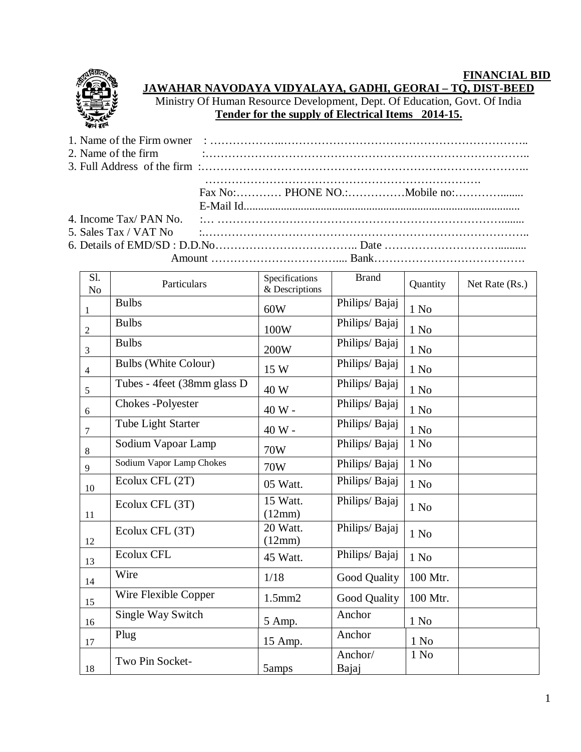**FINANCIAL BID**

**JAWAHAR NAVODAYA VIDYALAYA, GADHI, GEORAI – TQ, DIST-BEED**

Ministry Of Human Resource Development, Dept. Of Education, Govt. Of India

**Tender for the supply of Electrical Items 2014-15.**

1. Name of the Firm owner : ……………………………………………………………………..
2. Name of the firm :……………………………………………………………………………..
3. Full Address of the firm :……………………………………………………………………………..
   ……………………………………………………………….
   Fax No:………… PHONE NO.:……………Mobile no:…………........
   E-Mail Id...............................................................................................
4. Income Tax/ PAN No. :… ……………………………………………………………........
5. Sales Tax / VAT No :……………………………………………………………………..
6. Details of EMD/SD : D.D.No……………………………….. Date ………………………….........
   Amount …………………………….... Bank…………………………………

| Sl. No | Particulars | Specifications & Descriptions | Brand | Quantity | Net Rate (Rs.) |
|---|---|---|---|---|---|
| 1 | Bulbs | 60W | Philips/ Bajaj | 1 No | |
| 2 | Bulbs | 100W | Philips/ Bajaj | 1 No | |
| 3 | Bulbs | 200W | Philips/ Bajaj | 1 No | |
| 4 | Bulbs (White Colour) | 15 W | Philips/ Bajaj | 1 No | |
| 5 | Tubes - 4feet (38mm glass D | 40 W | Philips/ Bajaj | 1 No | |
| 6 | Chokes -Polyester | 40 W - | Philips/ Bajaj | 1 No | |
| 7 | Tube Light Starter | 40 W - | Philips/ Bajaj | 1 No | |
| 8 | Sodium Vapoar Lamp | 70W | Philips/ Bajaj | 1 No | |
| 9 | Sodium Vapor Lamp Chokes | 70W | Philips/ Bajaj | 1 No | |
| 10 | Ecolux CFL (2T) | 05 Watt. | Philips/ Bajaj | 1 No | |
| 11 | Ecolux CFL (3T) | 15 Watt. (12mm) | Philips/ Bajaj | 1 No | |
| 12 | Ecolux CFL (3T) | 20 Watt. (12mm) | Philips/ Bajaj | 1 No | |
| 13 | Ecolux CFL | 45 Watt. | Philips/ Bajaj | 1 No | |
| 14 | Wire | 1/18 | Good Quality | 100 Mtr. | |
| 15 | Wire Flexible Copper | 1.5mm2 | Good Quality | 100 Mtr. | |
| 16 | Single Way Switch | 5 Amp. | Anchor | 1 No | |
| 17 | Plug | 15 Amp. | Anchor | 1 No | |
| 18 | Two Pin Socket- | 5amps | Anchor/ Bajaj | 1 No | |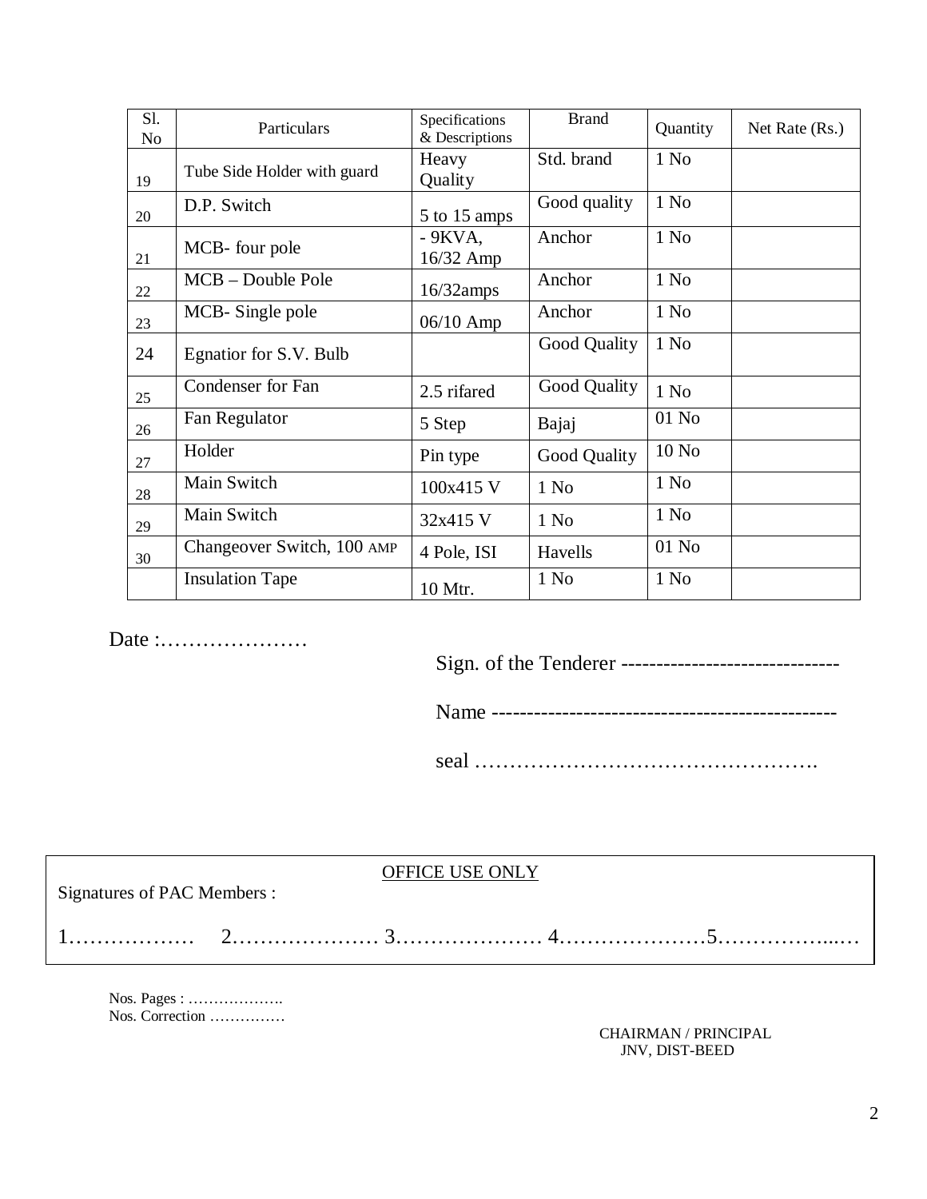| Sl. No | Particulars | Specifications & Descriptions | Brand | Quantity | Net Rate (Rs.) |
|---|---|---|---|---|---|
| 19 | Tube Side Holder with guard | Heavy Quality | Std. brand | 1 No | |
| 20 | D.P. Switch | 5 to 15 amps | Good quality | 1 No | |
| 21 | MCB- four pole | - 9KVA, 16/32 Amp | Anchor | 1 No | |
| 22 | MCB – Double Pole | 16/32amps | Anchor | 1 No | |
| 23 | MCB- Single pole | 06/10 Amp | Anchor | 1 No | |
| 24 | Egnatior for S.V. Bulb | | Good Quality | 1 No | |
| 25 | Condenser for Fan | 2.5 rifared | Good Quality | 1 No | |
| 26 | Fan Regulator | 5 Step | Bajaj | 01 No | |
| 27 | Holder | Pin type | Good Quality | 10 No | |
| 28 | Main Switch | 100x415 V | 1 No | 1 No | |
| 29 | Main Switch | 32x415 V | 1 No | 1 No | |
| 30 | Changeover Switch, 100 AMP | 4 Pole, ISI | Havells | 01 No | |
| | Insulation Tape | 10 Mtr. | 1 No | 1 No | |

Date :…………………

Sign. of the Tenderer -------------------------------

Name ------------------------------------------------

seal ………………………………………….

OFFICE USE ONLY

Signatures of PAC Members :

1……………… 2………………… 3………………… 4…………………5……………...…

Nos. Pages : ……………….

Nos. Correction ……………

CHAIRMAN / PRINCIPAL
JNV, DIST-BEED